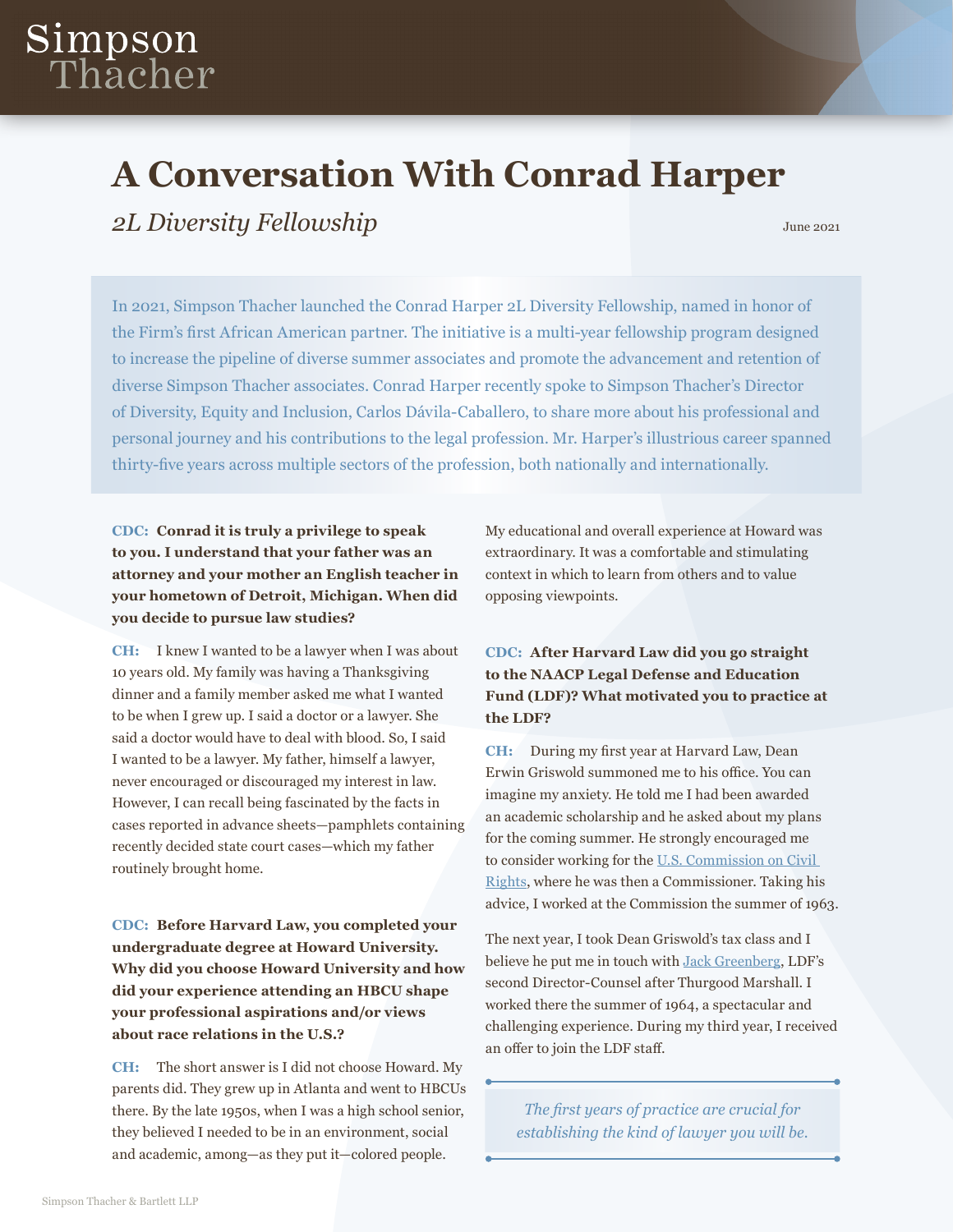# A Conversation With Conrad Harper

*2L Diversity Fellowship*

June 2021

In 2021, Simpson Thacher launched the Conrad Harper 2L Diversity Fellowship, named in honor of the Firm's first African American partner. The initiative is a multi-year fellowship program designed to increase the pipeline of diverse summer associates and promote the advancement and retention of diverse Simpson Thacher associates. Conrad Harper recently spoke to Simpson Thacher's Director of Diversity, Equity and Inclusion, Carlos Dávila-Caballero, to share more about his professional and personal journey and his contributions to the legal profession. Mr. Harper's illustrious career spanned thirty-five years across multiple sectors of the profession, both nationally and internationally.

**CDC: Conrad it is truly a privilege to speak to you. I understand that your father was an attorney and your mother an English teacher in your hometown of Detroit, Michigan. When did you decide to pursue law studies?**

**CH:** I knew I wanted to be a lawyer when I was about 10 years old. My family was having a Thanksgiving dinner and a family member asked me what I wanted to be when I grew up. I said a doctor or a lawyer. She said a doctor would have to deal with blood. So, I said I wanted to be a lawyer. My father, himself a lawyer, never encouraged or discouraged my interest in law. However, I can recall being fascinated by the facts in cases reported in advance sheets—pamphlets containing recently decided state court cases—which my father routinely brought home.

**CDC: Before Harvard Law, you completed your undergraduate degree at Howard University. Why did you choose Howard University and how did your experience attending an HBCU shape your professional aspirations and/or views about race relations in the U.S.?**

**CH:** The short answer is I did not choose Howard. My parents did. They grew up in Atlanta and went to HBCUs there. By the late 1950s, when I was a high school senior, they believed I needed to be in an environment, social and academic, among—as they put it—colored people. My educational and overall experience at Howard was extraordinary. It was a comfortable and stimulating context in which to learn from others and to value opposing viewpoints.

**CDC: After Harvard Law did you go straight to the NAACP Legal Defense and Education Fund (LDF)? What motivated you to practice at the LDF?**

**CH:** During my first year at Harvard Law, Dean Erwin Griswold summoned me to his office. You can imagine my anxiety. He told me I had been awarded an academic scholarship and he asked about my plans for the coming summer. He strongly encouraged me to consider working for the [U.S. Commission on Civil Rights](), where he was then a Commissioner. Taking his advice, I worked at the Commission the summer of 1963.

The next year, I took Dean Griswold's tax class and I believe he put me in touch with [Jack Greenberg](), LDF's second Director-Counsel after Thurgood Marshall. I worked there the summer of 1964, a spectacular and challenging experience. During my third year, I received an offer to join the LDF staff.

> *The first years of practice are crucial for establishing the kind of lawyer you will be.*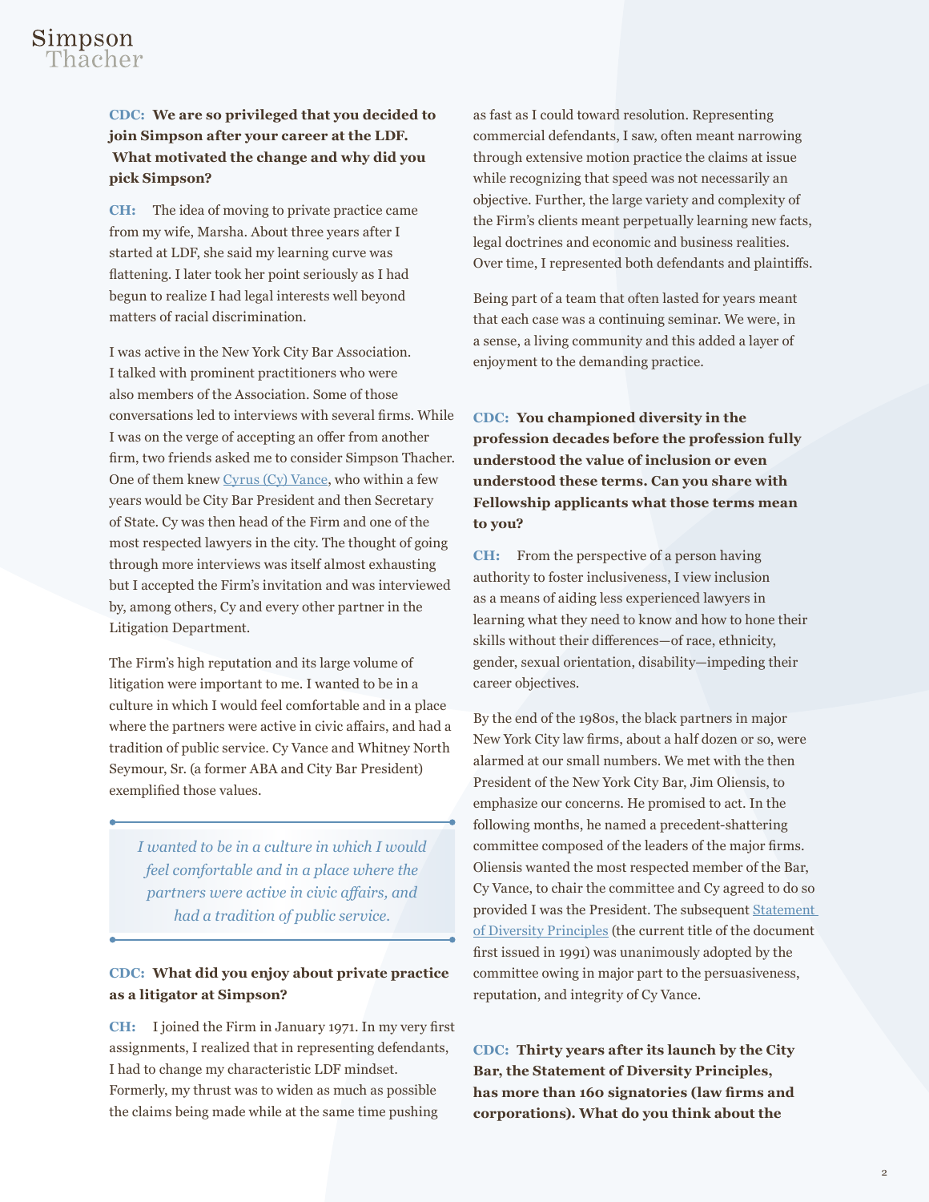**CDC: We are so privileged that you decided to join Simpson after your career at the LDF. What motivated the change and why did you pick Simpson?**

**CH:** The idea of moving to private practice came from my wife, Marsha. About three years after I started at LDF, she said my learning curve was flattening. I later took her point seriously as I had begun to realize I had legal interests well beyond matters of racial discrimination.

I was active in the New York City Bar Association. I talked with prominent practitioners who were also members of the Association. Some of those conversations led to interviews with several firms. While I was on the verge of accepting an offer from another firm, two friends asked me to consider Simpson Thacher. One of them knew Cyrus (Cy) Vance, who within a few years would be City Bar President and then Secretary of State. Cy was then head of the Firm and one of the most respected lawyers in the city. The thought of going through more interviews was itself almost exhausting but I accepted the Firm's invitation and was interviewed by, among others, Cy and every other partner in the Litigation Department.

The Firm's high reputation and its large volume of litigation were important to me. I wanted to be in a culture in which I would feel comfortable and in a place where the partners were active in civic affairs, and had a tradition of public service. Cy Vance and Whitney North Seymour, Sr. (a former ABA and City Bar President) exemplified those values.

> *I wanted to be in a culture in which I would feel comfortable and in a place where the partners were active in civic affairs, and had a tradition of public service.*

**CDC: What did you enjoy about private practice as a litigator at Simpson?**

**CH:** I joined the Firm in January 1971. In my very first assignments, I realized that in representing defendants, I had to change my characteristic LDF mindset. Formerly, my thrust was to widen as much as possible the claims being made while at the same time pushing as fast as I could toward resolution. Representing commercial defendants, I saw, often meant narrowing through extensive motion practice the claims at issue while recognizing that speed was not necessarily an objective. Further, the large variety and complexity of the Firm's clients meant perpetually learning new facts, legal doctrines and economic and business realities. Over time, I represented both defendants and plaintiffs.

Being part of a team that often lasted for years meant that each case was a continuing seminar. We were, in a sense, a living community and this added a layer of enjoyment to the demanding practice.

**CDC: You championed diversity in the profession decades before the profession fully understood the value of inclusion or even understood these terms. Can you share with Fellowship applicants what those terms mean to you?**

**CH:** From the perspective of a person having authority to foster inclusiveness, I view inclusion as a means of aiding less experienced lawyers in learning what they need to know and how to hone their skills without their differences—of race, ethnicity, gender, sexual orientation, disability—impeding their career objectives.

By the end of the 1980s, the black partners in major New York City law firms, about a half dozen or so, were alarmed at our small numbers. We met with the then President of the New York City Bar, Jim Oliensis, to emphasize our concerns. He promised to act. In the following months, he named a precedent-shattering committee composed of the leaders of the major firms. Oliensis wanted the most respected member of the Bar, Cy Vance, to chair the committee and Cy agreed to do so provided I was the President. The subsequent Statement of Diversity Principles (the current title of the document first issued in 1991) was unanimously adopted by the committee owing in major part to the persuasiveness, reputation, and integrity of Cy Vance.

**CDC: Thirty years after its launch by the City Bar, the Statement of Diversity Principles, has more than 160 signatories (law firms and corporations). What do you think about the**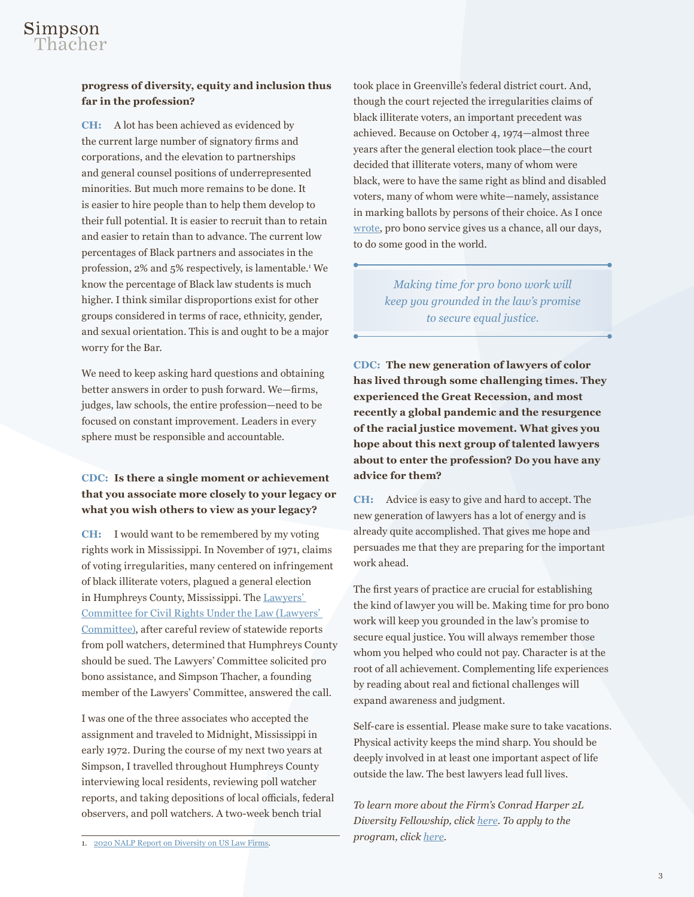**progress of diversity, equity and inclusion thus far in the profession?**

**CH:** A lot has been achieved as evidenced by the current large number of signatory firms and corporations, and the elevation to partnerships and general counsel positions of underrepresented minorities. But much more remains to be done. It is easier to hire people than to help them develop to their full potential. It is easier to recruit than to retain and easier to retain than to advance. The current low percentages of Black partners and associates in the profession, 2% and 5% respectively, is lamentable.[1] We know the percentage of Black law students is much higher. I think similar disproportions exist for other groups considered in terms of race, ethnicity, gender, and sexual orientation. This is and ought to be a major worry for the Bar.

We need to keep asking hard questions and obtaining better answers in order to push forward. We—firms, judges, law schools, the entire profession—need to be focused on constant improvement. Leaders in every sphere must be responsible and accountable.

**CDC: Is there a single moment or achievement that you associate more closely to your legacy or what you wish others to view as your legacy?**

**CH:** I would want to be remembered by my voting rights work in Mississippi. In November of 1971, claims of voting irregularities, many centered on infringement of black illiterate voters, plagued a general election in Humphreys County, Mississippi. The Lawyers' Committee for Civil Rights Under the Law (Lawyers' Committee), after careful review of statewide reports from poll watchers, determined that Humphreys County should be sued. The Lawyers' Committee solicited pro bono assistance, and Simpson Thacher, a founding member of the Lawyers' Committee, answered the call.

I was one of the three associates who accepted the assignment and traveled to Midnight, Mississippi in early 1972. During the course of my next two years at Simpson, I travelled throughout Humphreys County interviewing local residents, reviewing poll watcher reports, and taking depositions of local officials, federal observers, and poll watchers. A two-week bench trial took place in Greenville's federal district court. And, though the court rejected the irregularities claims of black illiterate voters, an important precedent was achieved. Because on October 4, 1974—almost three years after the general election took place—the court decided that illiterate voters, many of whom were black, were to have the same right as blind and disabled voters, many of whom were white—namely, assistance in marking ballots by persons of their choice. As I once wrote, pro bono service gives us a chance, all our days, to do some good in the world.

*Making time for pro bono work will keep you grounded in the law's promise to secure equal justice.*

**CDC: The new generation of lawyers of color has lived through some challenging times. They experienced the Great Recession, and most recently a global pandemic and the resurgence of the racial justice movement. What gives you hope about this next group of talented lawyers about to enter the profession? Do you have any advice for them?**

**CH:** Advice is easy to give and hard to accept. The new generation of lawyers has a lot of energy and is already quite accomplished. That gives me hope and persuades me that they are preparing for the important work ahead.

The first years of practice are crucial for establishing the kind of lawyer you will be. Making time for pro bono work will keep you grounded in the law's promise to secure equal justice. You will always remember those whom you helped who could not pay. Character is at the root of all achievement. Complementing life experiences by reading about real and fictional challenges will expand awareness and judgment.

Self-care is essential. Please make sure to take vacations. Physical activity keeps the mind sharp. You should be deeply involved in at least one important aspect of life outside the law. The best lawyers lead full lives.

*To learn more about the Firm's Conrad Harper 2L Diversity Fellowship, click here. To apply to the program, click here.*

1. 2020 NALP Report on Diversity on US Law Firms.